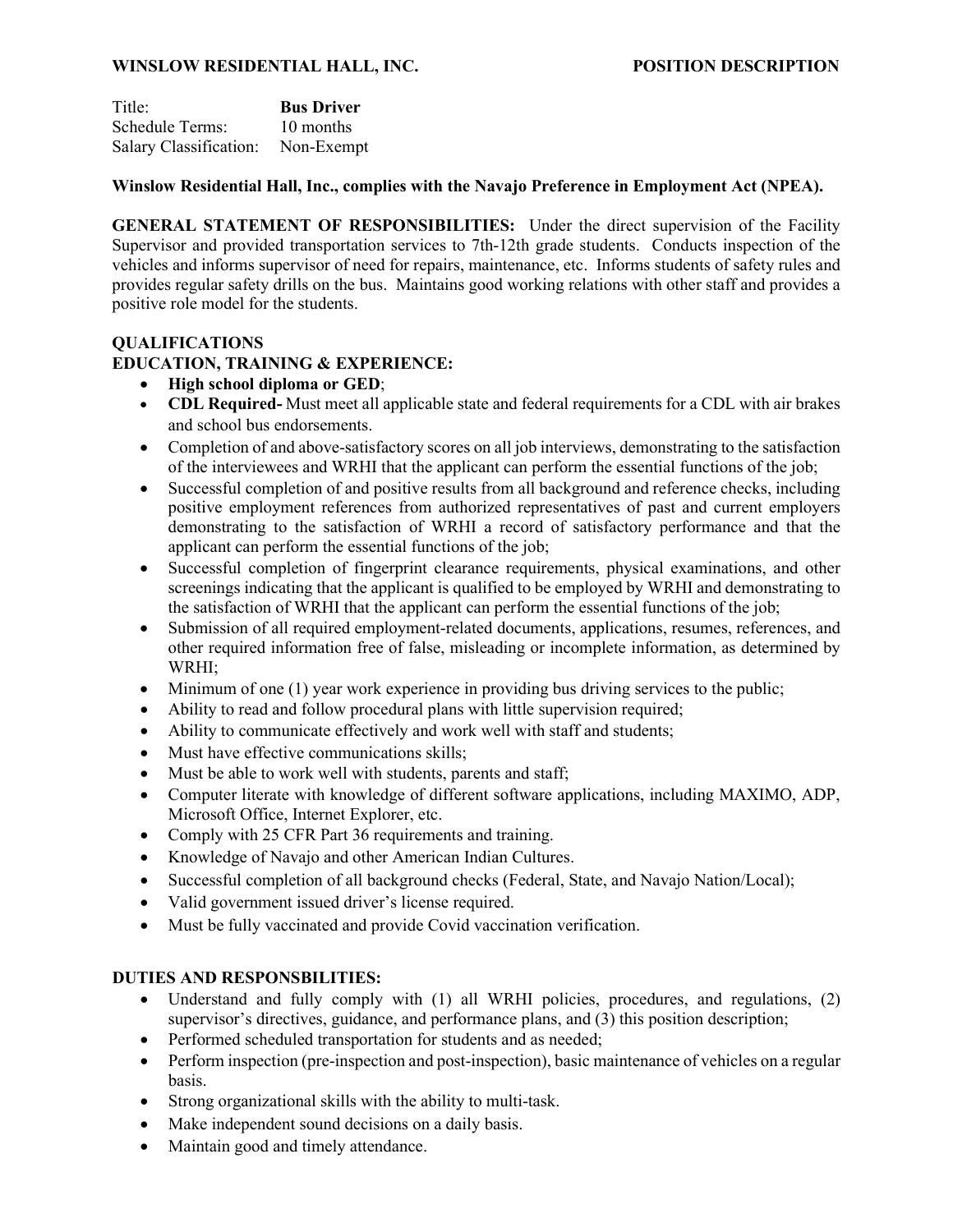**WINSLOW RESIDENTIAL HALL, INC.** **POSITION DESCRIPTION**

| | |
|---|---|
| Title: | **Bus Driver** |
| Schedule Terms: | 10 months |
| Salary Classification: | Non-Exempt |

**Winslow Residential Hall, Inc., complies with the Navajo Preference in Employment Act (NPEA).**

**GENERAL STATEMENT OF RESPONSIBILITIES:** Under the direct supervision of the Facility Supervisor and provided transportation services to 7th-12th grade students. Conducts inspection of the vehicles and informs supervisor of need for repairs, maintenance, etc. Informs students of safety rules and provides regular safety drills on the bus. Maintains good working relations with other staff and provides a positive role model for the students.

**QUALIFICATIONS**

**EDUCATION, TRAINING & EXPERIENCE:**

- **High school diploma or GED**;
- **CDL Required-** Must meet all applicable state and federal requirements for a CDL with air brakes and school bus endorsements.
- Completion of and above-satisfactory scores on all job interviews, demonstrating to the satisfaction of the interviewees and WRHI that the applicant can perform the essential functions of the job;
- Successful completion of and positive results from all background and reference checks, including positive employment references from authorized representatives of past and current employers demonstrating to the satisfaction of WRHI a record of satisfactory performance and that the applicant can perform the essential functions of the job;
- Successful completion of fingerprint clearance requirements, physical examinations, and other screenings indicating that the applicant is qualified to be employed by WRHI and demonstrating to the satisfaction of WRHI that the applicant can perform the essential functions of the job;
- Submission of all required employment-related documents, applications, resumes, references, and other required information free of false, misleading or incomplete information, as determined by WRHI;
- Minimum of one (1) year work experience in providing bus driving services to the public;
- Ability to read and follow procedural plans with little supervision required;
- Ability to communicate effectively and work well with staff and students;
- Must have effective communications skills;
- Must be able to work well with students, parents and staff;
- Computer literate with knowledge of different software applications, including MAXIMO, ADP, Microsoft Office, Internet Explorer, etc.
- Comply with 25 CFR Part 36 requirements and training.
- Knowledge of Navajo and other American Indian Cultures.
- Successful completion of all background checks (Federal, State, and Navajo Nation/Local);
- Valid government issued driver's license required.
- Must be fully vaccinated and provide Covid vaccination verification.

**DUTIES AND RESPONSBILITIES:**

- Understand and fully comply with (1) all WRHI policies, procedures, and regulations, (2) supervisor's directives, guidance, and performance plans, and (3) this position description;
- Performed scheduled transportation for students and as needed;
- Perform inspection (pre-inspection and post-inspection), basic maintenance of vehicles on a regular basis.
- Strong organizational skills with the ability to multi-task.
- Make independent sound decisions on a daily basis.
- Maintain good and timely attendance.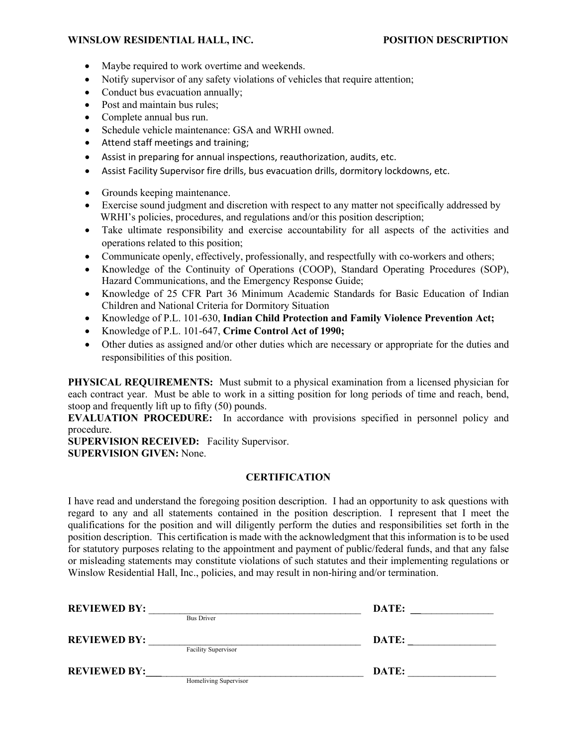- Maybe required to work overtime and weekends.
- Notify supervisor of any safety violations of vehicles that require attention;
- Conduct bus evacuation annually;
- Post and maintain bus rules;
- Complete annual bus run.
- Schedule vehicle maintenance: GSA and WRHI owned.
- Attend staff meetings and training;
- Assist in preparing for annual inspections, reauthorization, audits, etc.
- Assist Facility Supervisor fire drills, bus evacuation drills, dormitory lockdowns, etc.
- Grounds keeping maintenance.
- Exercise sound judgment and discretion with respect to any matter not specifically addressed by WRHI's policies, procedures, and regulations and/or this position description;
- Take ultimate responsibility and exercise accountability for all aspects of the activities and operations related to this position;
- Communicate openly, effectively, professionally, and respectfully with co-workers and others;
- Knowledge of the Continuity of Operations (COOP), Standard Operating Procedures (SOP), Hazard Communications, and the Emergency Response Guide;
- Knowledge of 25 CFR Part 36 Minimum Academic Standards for Basic Education of Indian Children and National Criteria for Dormitory Situation
- Knowledge of P.L. 101-630, **Indian Child Protection and Family Violence Prevention Act;**
- Knowledge of P.L. 101-647, **Crime Control Act of 1990;**
- Other duties as assigned and/or other duties which are necessary or appropriate for the duties and responsibilities of this position.

**PHYSICAL REQUIREMENTS:** Must submit to a physical examination from a licensed physician for each contract year. Must be able to work in a sitting position for long periods of time and reach, bend, stoop and frequently lift up to fifty (50) pounds.

**EVALUATION PROCEDURE:** In accordance with provisions specified in personnel policy and procedure.

**SUPERVISION RECEIVED:** Facility Supervisor.

**SUPERVISION GIVEN:** None.

## CERTIFICATION

I have read and understand the foregoing position description. I had an opportunity to ask questions with regard to any and all statements contained in the position description. I represent that I meet the qualifications for the position and will diligently perform the duties and responsibilities set forth in the position description. This certification is made with the acknowledgment that this information is to be used for statutory purposes relating to the appointment and payment of public/federal funds, and that any false or misleading statements may constitute violations of such statutes and their implementing regulations or Winslow Residential Hall, Inc., policies, and may result in non-hiring and/or termination.

**REVIEWED BY:** ___________________________________________ **DATE:** ________________
Bus Driver

**REVIEWED BY:** ___________________________________________ **DATE:** ________________
Facility Supervisor

**REVIEWED BY:** ___________________________________________ **DATE:** ________________
Homeliving Supervisor